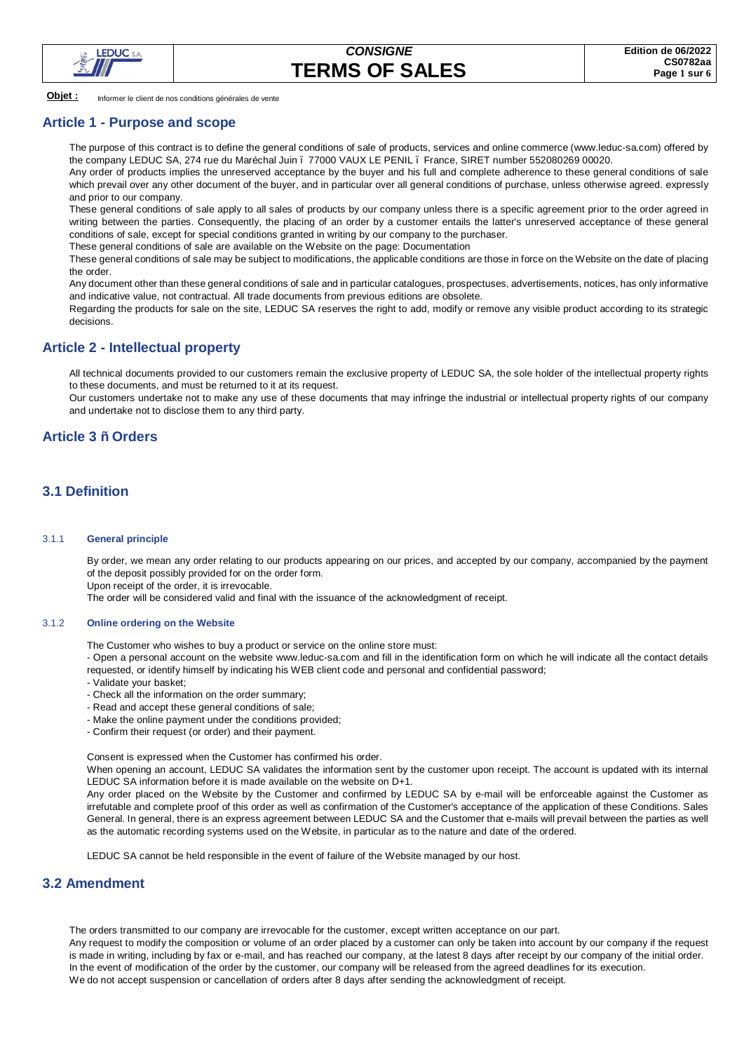**Objet :** Informer le client de nos conditions générales de vente

## Article 1 - Purpose and scope

The purpose of this contract is to define the general conditions of sale of products, services and online commerce (www.leduc-sa.com) offered by the company LEDUC SA, 274 rue du Maréchal Juin ï 77000 VAUX LE PENIL ï France, SIRET number 552080269 00020.

Any order of products implies the unreserved acceptance by the buyer and his full and complete adherence to these general conditions of sale which prevail over any other document of the buyer, and in particular over all general conditions of purchase, unless otherwise agreed. expressly and prior to our company.

These general conditions of sale apply to all sales of products by our company unless there is a specific agreement prior to the order agreed in writing between the parties. Consequently, the placing of an order by a customer entails the latter's unreserved acceptance of these general conditions of sale, except for special conditions granted in writing by our company to the purchaser.

These general conditions of sale are available on the Website on the page: Documentation

These general conditions of sale may be subject to modifications, the applicable conditions are those in force on the Website on the date of placing the order.

Any document other than these general conditions of sale and in particular catalogues, prospectuses, advertisements, notices, has only informative and indicative value, not contractual. All trade documents from previous editions are obsolete.

Regarding the products for sale on the site, LEDUC SA reserves the right to add, modify or remove any visible product according to its strategic decisions.

## Article 2 - Intellectual property

All technical documents provided to our customers remain the exclusive property of LEDUC SA, the sole holder of the intellectual property rights to these documents, and must be returned to it at its request.

Our customers undertake not to make any use of these documents that may infringe the industrial or intellectual property rights of our company and undertake not to disclose them to any third party.

## Article 3 ñ Orders

### 3.1 Definition

#### 3.1.1 General principle

By order, we mean any order relating to our products appearing on our prices, and accepted by our company, accompanied by the payment of the deposit possibly provided for on the order form.

Upon receipt of the order, it is irrevocable.

The order will be considered valid and final with the issuance of the acknowledgment of receipt.

#### 3.1.2 Online ordering on the Website

The Customer who wishes to buy a product or service on the online store must:

- Open a personal account on the website www.leduc-sa.com and fill in the identification form on which he will indicate all the contact details requested, or identify himself by indicating his WEB client code and personal and confidential password;
- Validate your basket;
- Check all the information on the order summary;
- Read and accept these general conditions of sale;
- Make the online payment under the conditions provided;
- Confirm their request (or order) and their payment.

Consent is expressed when the Customer has confirmed his order.

When opening an account, LEDUC SA validates the information sent by the customer upon receipt. The account is updated with its internal LEDUC SA information before it is made available on the website on D+1.

Any order placed on the Website by the Customer and confirmed by LEDUC SA by e-mail will be enforceable against the Customer as irrefutable and complete proof of this order as well as confirmation of the Customer's acceptance of the application of these Conditions. Sales General. In general, there is an express agreement between LEDUC SA and the Customer that e-mails will prevail between the parties as well as the automatic recording systems used on the Website, in particular as to the nature and date of the ordered.

LEDUC SA cannot be held responsible in the event of failure of the Website managed by our host.

### 3.2 Amendment

The orders transmitted to our company are irrevocable for the customer, except written acceptance on our part.

Any request to modify the composition or volume of an order placed by a customer can only be taken into account by our company if the request is made in writing, including by fax or e-mail, and has reached our company, at the latest 8 days after receipt by our company of the initial order.

In the event of modification of the order by the customer, our company will be released from the agreed deadlines for its execution.

We do not accept suspension or cancellation of orders after 8 days after sending the acknowledgment of receipt.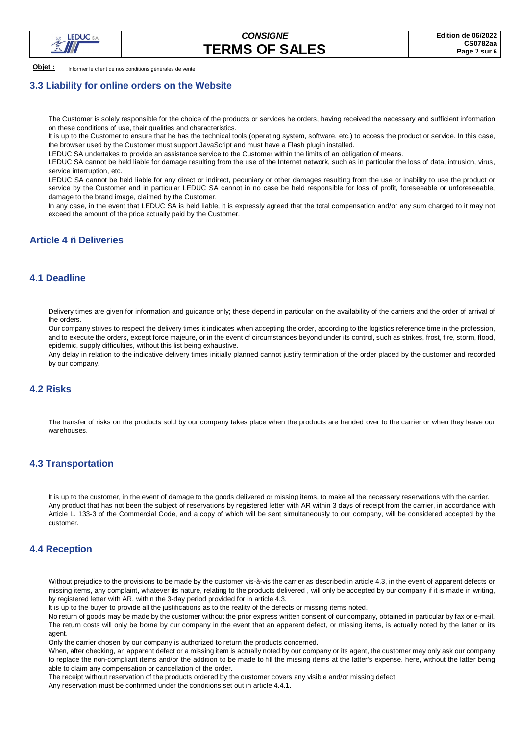**Objet :** Informer le client de nos conditions générales de vente

## 3.3 Liability for online orders on the Website

The Customer is solely responsible for the choice of the products or services he orders, having received the necessary and sufficient information on these conditions of use, their qualities and characteristics.
It is up to the Customer to ensure that he has the technical tools (operating system, software, etc.) to access the product or service. In this case, the browser used by the Customer must support JavaScript and must have a Flash plugin installed.
LEDUC SA undertakes to provide an assistance service to the Customer within the limits of an obligation of means.
LEDUC SA cannot be held liable for damage resulting from the use of the Internet network, such as in particular the loss of data, intrusion, virus, service interruption, etc.
LEDUC SA cannot be held liable for any direct or indirect, pecuniary or other damages resulting from the use or inability to use the product or service by the Customer and in particular LEDUC SA cannot in no case be held responsible for loss of profit, foreseeable or unforeseeable, damage to the brand image, claimed by the Customer.
In any case, in the event that LEDUC SA is held liable, it is expressly agreed that the total compensation and/or any sum charged to it may not exceed the amount of the price actually paid by the Customer.

## Article 4 ñ Deliveries

## 4.1 Deadline

Delivery times are given for information and guidance only; these depend in particular on the availability of the carriers and the order of arrival of the orders.
Our company strives to respect the delivery times it indicates when accepting the order, according to the logistics reference time in the profession, and to execute the orders, except force majeure, or in the event of circumstances beyond under its control, such as strikes, frost, fire, storm, flood, epidemic, supply difficulties, without this list being exhaustive.
Any delay in relation to the indicative delivery times initially planned cannot justify termination of the order placed by the customer and recorded by our company.

## 4.2 Risks

The transfer of risks on the products sold by our company takes place when the products are handed over to the carrier or when they leave our warehouses.

## 4.3 Transportation

It is up to the customer, in the event of damage to the goods delivered or missing items, to make all the necessary reservations with the carrier.
Any product that has not been the subject of reservations by registered letter with AR within 3 days of receipt from the carrier, in accordance with Article L. 133-3 of the Commercial Code, and a copy of which will be sent simultaneously to our company, will be considered accepted by the customer.

## 4.4 Reception

Without prejudice to the provisions to be made by the customer vis-à-vis the carrier as described in article 4.3, in the event of apparent defects or missing items, any complaint, whatever its nature, relating to the products delivered , will only be accepted by our company if it is made in writing, by registered letter with AR, within the 3-day period provided for in article 4.3.
It is up to the buyer to provide all the justifications as to the reality of the defects or missing items noted.
No return of goods may be made by the customer without the prior express written consent of our company, obtained in particular by fax or e-mail. The return costs will only be borne by our company in the event that an apparent defect, or missing items, is actually noted by the latter or its agent.
Only the carrier chosen by our company is authorized to return the products concerned.
When, after checking, an apparent defect or a missing item is actually noted by our company or its agent, the customer may only ask our company to replace the non-compliant items and/or the addition to be made to fill the missing items at the latter's expense. here, without the latter being able to claim any compensation or cancellation of the order.
The receipt without reservation of the products ordered by the customer covers any visible and/or missing defect.
Any reservation must be confirmed under the conditions set out in article 4.4.1.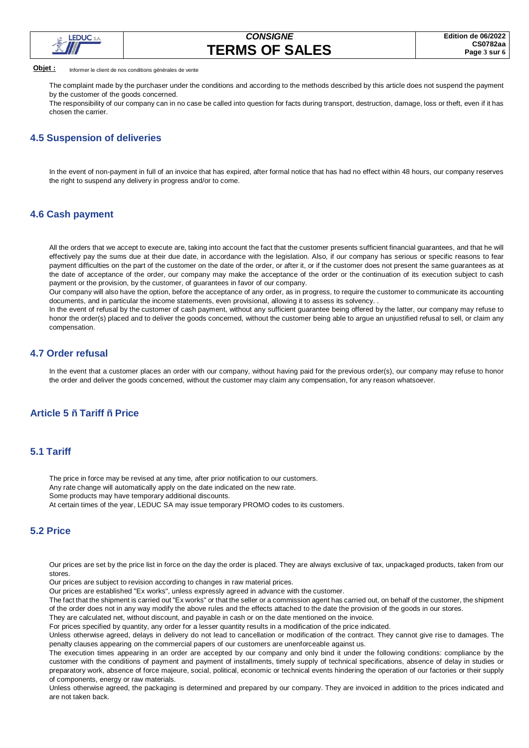The complaint made by the purchaser under the conditions and according to the methods described by this article does not suspend the payment by the customer of the goods concerned.
The responsibility of our company can in no case be called into question for facts during transport, destruction, damage, loss or theft, even if it has chosen the carrier.

### 4.5 Suspension of deliveries

In the event of non-payment in full of an invoice that has expired, after formal notice that has had no effect within 48 hours, our company reserves the right to suspend any delivery in progress and/or to come.

### 4.6 Cash payment

All the orders that we accept to execute are, taking into account the fact that the customer presents sufficient financial guarantees, and that he will effectively pay the sums due at their due date, in accordance with the legislation. Also, if our company has serious or specific reasons to fear payment difficulties on the part of the customer on the date of the order, or after it, or if the customer does not present the same guarantees as at the date of acceptance of the order, our company may make the acceptance of the order or the continuation of its execution subject to cash payment or the provision, by the customer, of guarantees in favor of our company.
Our company will also have the option, before the acceptance of any order, as in progress, to require the customer to communicate its accounting documents, and in particular the income statements, even provisional, allowing it to assess its solvency. .
In the event of refusal by the customer of cash payment, without any sufficient guarantee being offered by the latter, our company may refuse to honor the order(s) placed and to deliver the goods concerned, without the customer being able to argue an unjustified refusal to sell, or claim any compensation.

### 4.7 Order refusal

In the event that a customer places an order with our company, without having paid for the previous order(s), our company may refuse to honor the order and deliver the goods concerned, without the customer may claim any compensation, for any reason whatsoever.

## Article 5 ñ Tariff ñ Price

### 5.1 Tariff

The price in force may be revised at any time, after prior notification to our customers.
Any rate change will automatically apply on the date indicated on the new rate.
Some products may have temporary additional discounts.
At certain times of the year, LEDUC SA may issue temporary PROMO codes to its customers.

### 5.2 Price

Our prices are set by the price list in force on the day the order is placed. They are always exclusive of tax, unpackaged products, taken from our stores.
Our prices are subject to revision according to changes in raw material prices.
Our prices are established "Ex works", unless expressly agreed in advance with the customer.
The fact that the shipment is carried out "Ex works" or that the seller or a commission agent has carried out, on behalf of the customer, the shipment of the order does not in any way modify the above rules and the effects attached to the date the provision of the goods in our stores.
They are calculated net, without discount, and payable in cash or on the date mentioned on the invoice.
For prices specified by quantity, any order for a lesser quantity results in a modification of the price indicated.
Unless otherwise agreed, delays in delivery do not lead to cancellation or modification of the contract. They cannot give rise to damages. The penalty clauses appearing on the commercial papers of our customers are unenforceable against us.
The execution times appearing in an order are accepted by our company and only bind it under the following conditions: compliance by the customer with the conditions of payment and payment of installments, timely supply of technical specifications, absence of delay in studies or preparatory work, absence of force majeure, social, political, economic or technical events hindering the operation of our factories or their supply of components, energy or raw materials.
Unless otherwise agreed, the packaging is determined and prepared by our company. They are invoiced in addition to the prices indicated and are not taken back.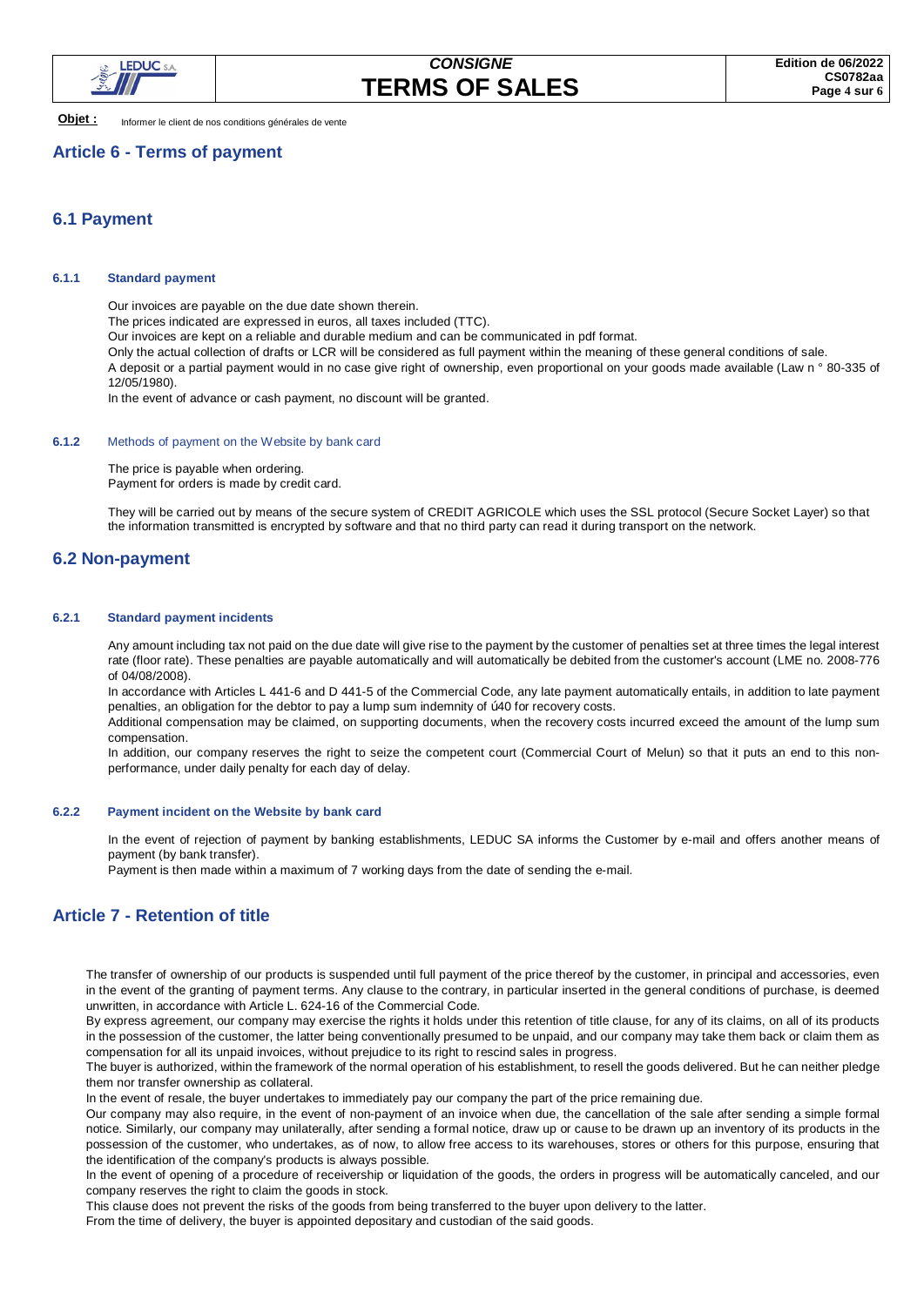**Objet :** Informer le client de nos conditions générales de vente

## Article 6 - Terms of payment

### 6.1 Payment

#### 6.1.1 Standard payment

Our invoices are payable on the due date shown therein.
The prices indicated are expressed in euros, all taxes included (TTC).
Our invoices are kept on a reliable and durable medium and can be communicated in pdf format.
Only the actual collection of drafts or LCR will be considered as full payment within the meaning of these general conditions of sale.
A deposit or a partial payment would in no case give right of ownership, even proportional on your goods made available (Law n ° 80-335 of 12/05/1980).
In the event of advance or cash payment, no discount will be granted.

#### 6.1.2 Methods of payment on the Website by bank card

The price is payable when ordering.
Payment for orders is made by credit card.

They will be carried out by means of the secure system of CREDIT AGRICOLE which uses the SSL protocol (Secure Socket Layer) so that the information transmitted is encrypted by software and that no third party can read it during transport on the network.

### 6.2 Non-payment

#### 6.2.1 Standard payment incidents

Any amount including tax not paid on the due date will give rise to the payment by the customer of penalties set at three times the legal interest rate (floor rate). These penalties are payable automatically and will automatically be debited from the customer's account (LME no. 2008-776 of 04/08/2008).
In accordance with Articles L 441-6 and D 441-5 of the Commercial Code, any late payment automatically entails, in addition to late payment penalties, an obligation for the debtor to pay a lump sum indemnity of ú40 for recovery costs.
Additional compensation may be claimed, on supporting documents, when the recovery costs incurred exceed the amount of the lump sum compensation.
In addition, our company reserves the right to seize the competent court (Commercial Court of Melun) so that it puts an end to this non-performance, under daily penalty for each day of delay.

#### 6.2.2 Payment incident on the Website by bank card

In the event of rejection of payment by banking establishments, LEDUC SA informs the Customer by e-mail and offers another means of payment (by bank transfer).
Payment is then made within a maximum of 7 working days from the date of sending the e-mail.

## Article 7 - Retention of title

The transfer of ownership of our products is suspended until full payment of the price thereof by the customer, in principal and accessories, even in the event of the granting of payment terms. Any clause to the contrary, in particular inserted in the general conditions of purchase, is deemed unwritten, in accordance with Article L. 624-16 of the Commercial Code.
By express agreement, our company may exercise the rights it holds under this retention of title clause, for any of its claims, on all of its products in the possession of the customer, the latter being conventionally presumed to be unpaid, and our company may take them back or claim them as compensation for all its unpaid invoices, without prejudice to its right to rescind sales in progress.
The buyer is authorized, within the framework of the normal operation of his establishment, to resell the goods delivered. But he can neither pledge them nor transfer ownership as collateral.
In the event of resale, the buyer undertakes to immediately pay our company the part of the price remaining due.
Our company may also require, in the event of non-payment of an invoice when due, the cancellation of the sale after sending a simple formal notice. Similarly, our company may unilaterally, after sending a formal notice, draw up or cause to be drawn up an inventory of its products in the possession of the customer, who undertakes, as of now, to allow free access to its warehouses, stores or others for this purpose, ensuring that the identification of the company's products is always possible.
In the event of opening of a procedure of receivership or liquidation of the goods, the orders in progress will be automatically canceled, and our company reserves the right to claim the goods in stock.
This clause does not prevent the risks of the goods from being transferred to the buyer upon delivery to the latter.
From the time of delivery, the buyer is appointed depositary and custodian of the said goods.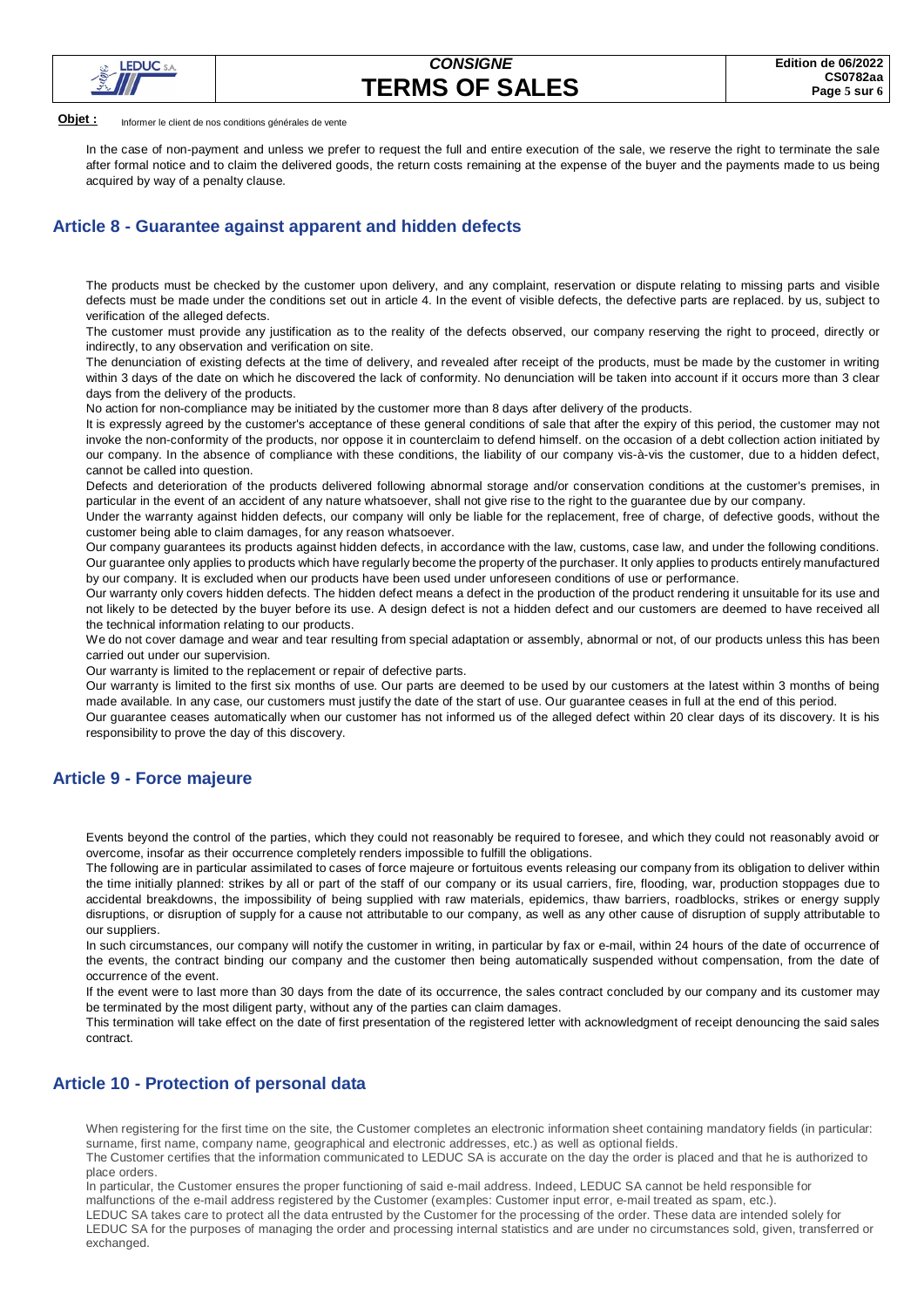**Objet :** Informer le client de nos conditions générales de vente

In the case of non-payment and unless we prefer to request the full and entire execution of the sale, we reserve the right to terminate the sale after formal notice and to claim the delivered goods, the return costs remaining at the expense of the buyer and the payments made to us being acquired by way of a penalty clause.

## Article 8 - Guarantee against apparent and hidden defects

The products must be checked by the customer upon delivery, and any complaint, reservation or dispute relating to missing parts and visible defects must be made under the conditions set out in article 4. In the event of visible defects, the defective parts are replaced. by us, subject to verification of the alleged defects.

The customer must provide any justification as to the reality of the defects observed, our company reserving the right to proceed, directly or indirectly, to any observation and verification on site.

The denunciation of existing defects at the time of delivery, and revealed after receipt of the products, must be made by the customer in writing within 3 days of the date on which he discovered the lack of conformity. No denunciation will be taken into account if it occurs more than 3 clear days from the delivery of the products.

No action for non-compliance may be initiated by the customer more than 8 days after delivery of the products.

It is expressly agreed by the customer's acceptance of these general conditions of sale that after the expiry of this period, the customer may not invoke the non-conformity of the products, nor oppose it in counterclaim to defend himself. on the occasion of a debt collection action initiated by our company. In the absence of compliance with these conditions, the liability of our company vis-à-vis the customer, due to a hidden defect, cannot be called into question.

Defects and deterioration of the products delivered following abnormal storage and/or conservation conditions at the customer's premises, in particular in the event of an accident of any nature whatsoever, shall not give rise to the right to the guarantee due by our company.

Under the warranty against hidden defects, our company will only be liable for the replacement, free of charge, of defective goods, without the customer being able to claim damages, for any reason whatsoever.

Our company guarantees its products against hidden defects, in accordance with the law, customs, case law, and under the following conditions. Our guarantee only applies to products which have regularly become the property of the purchaser. It only applies to products entirely manufactured by our company. It is excluded when our products have been used under unforeseen conditions of use or performance.

Our warranty only covers hidden defects. The hidden defect means a defect in the production of the product rendering it unsuitable for its use and not likely to be detected by the buyer before its use. A design defect is not a hidden defect and our customers are deemed to have received all the technical information relating to our products.

We do not cover damage and wear and tear resulting from special adaptation or assembly, abnormal or not, of our products unless this has been carried out under our supervision.

Our warranty is limited to the replacement or repair of defective parts.

Our warranty is limited to the first six months of use. Our parts are deemed to be used by our customers at the latest within 3 months of being made available. In any case, our customers must justify the date of the start of use. Our guarantee ceases in full at the end of this period.

Our guarantee ceases automatically when our customer has not informed us of the alleged defect within 20 clear days of its discovery. It is his responsibility to prove the day of this discovery.

## Article 9 - Force majeure

Events beyond the control of the parties, which they could not reasonably be required to foresee, and which they could not reasonably avoid or overcome, insofar as their occurrence completely renders impossible to fulfill the obligations.

The following are in particular assimilated to cases of force majeure or fortuitous events releasing our company from its obligation to deliver within the time initially planned: strikes by all or part of the staff of our company or its usual carriers, fire, flooding, war, production stoppages due to accidental breakdowns, the impossibility of being supplied with raw materials, epidemics, thaw barriers, roadblocks, strikes or energy supply disruptions, or disruption of supply for a cause not attributable to our company, as well as any other cause of disruption of supply attributable to our suppliers.

In such circumstances, our company will notify the customer in writing, in particular by fax or e-mail, within 24 hours of the date of occurrence of the events, the contract binding our company and the customer then being automatically suspended without compensation, from the date of occurrence of the event.

If the event were to last more than 30 days from the date of its occurrence, the sales contract concluded by our company and its customer may be terminated by the most diligent party, without any of the parties can claim damages.

This termination will take effect on the date of first presentation of the registered letter with acknowledgment of receipt denouncing the said sales contract.

## Article 10 - Protection of personal data

When registering for the first time on the site, the Customer completes an electronic information sheet containing mandatory fields (in particular: surname, first name, company name, geographical and electronic addresses, etc.) as well as optional fields.

The Customer certifies that the information communicated to LEDUC SA is accurate on the day the order is placed and that he is authorized to place orders.

In particular, the Customer ensures the proper functioning of said e-mail address. Indeed, LEDUC SA cannot be held responsible for malfunctions of the e-mail address registered by the Customer (examples: Customer input error, e-mail treated as spam, etc.).

LEDUC SA takes care to protect all the data entrusted by the Customer for the processing of the order. These data are intended solely for LEDUC SA for the purposes of managing the order and processing internal statistics and are under no circumstances sold, given, transferred or exchanged.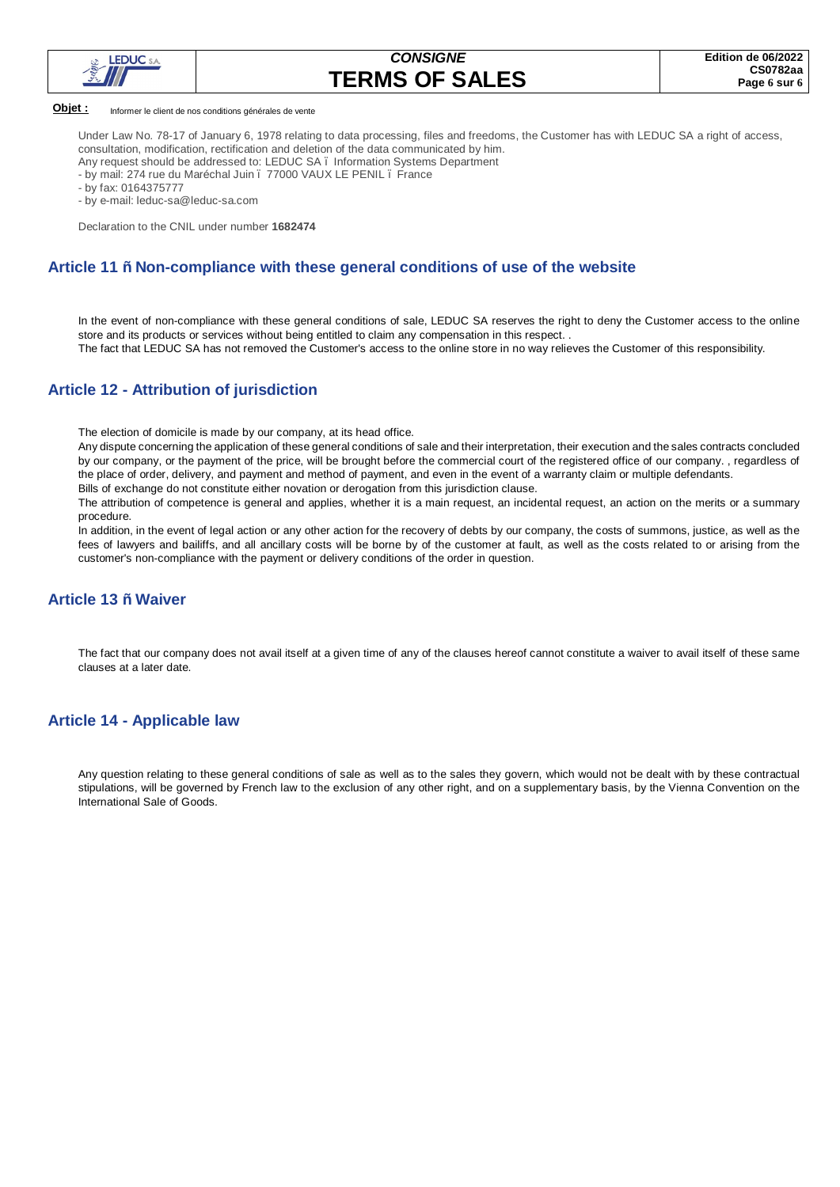**Objet :** Informer le client de nos conditions générales de vente

Under Law No. 78-17 of January 6, 1978 relating to data processing, files and freedoms, the Customer has with LEDUC SA a right of access, consultation, modification, rectification and deletion of the data communicated by him.
Any request should be addressed to: LEDUC SA ï Information Systems Department
- by mail: 274 rue du Maréchal Juin ï 77000 VAUX LE PENIL ï France
- by fax: 0164375777
- by e-mail: leduc-sa@leduc-sa.com

Declaration to the CNIL under number **1682474**

## Article 11 ñ Non-compliance with these general conditions of use of the website

In the event of non-compliance with these general conditions of sale, LEDUC SA reserves the right to deny the Customer access to the online store and its products or services without being entitled to claim any compensation in this respect. .
The fact that LEDUC SA has not removed the Customer's access to the online store in no way relieves the Customer of this responsibility.

## Article 12 - Attribution of jurisdiction

The election of domicile is made by our company, at its head office.
Any dispute concerning the application of these general conditions of sale and their interpretation, their execution and the sales contracts concluded by our company, or the payment of the price, will be brought before the commercial court of the registered office of our company. , regardless of the place of order, delivery, and payment and method of payment, and even in the event of a warranty claim or multiple defendants.
Bills of exchange do not constitute either novation or derogation from this jurisdiction clause.
The attribution of competence is general and applies, whether it is a main request, an incidental request, an action on the merits or a summary procedure.
In addition, in the event of legal action or any other action for the recovery of debts by our company, the costs of summons, justice, as well as the fees of lawyers and bailiffs, and all ancillary costs will be borne by of the customer at fault, as well as the costs related to or arising from the customer's non-compliance with the payment or delivery conditions of the order in question.

## Article 13 ñ Waiver

The fact that our company does not avail itself at a given time of any of the clauses hereof cannot constitute a waiver to avail itself of these same clauses at a later date.

## Article 14 - Applicable law

Any question relating to these general conditions of sale as well as to the sales they govern, which would not be dealt with by these contractual stipulations, will be governed by French law to the exclusion of any other right, and on a supplementary basis, by the Vienna Convention on the International Sale of Goods.